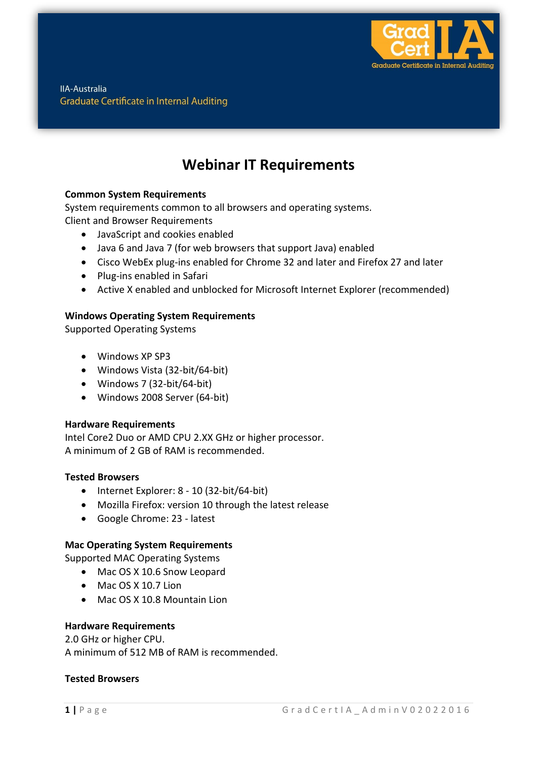IIA-Australia
Graduate Certificate in Internal Auditing

# Webinar IT Requirements

**Common System Requirements**
System requirements common to all browsers and operating systems.
Client and Browser Requirements

- JavaScript and cookies enabled
- Java 6 and Java 7 (for web browsers that support Java) enabled
- Cisco WebEx plug-ins enabled for Chrome 32 and later and Firefox 27 and later
- Plug-ins enabled in Safari
- Active X enabled and unblocked for Microsoft Internet Explorer (recommended)

**Windows Operating System Requirements**
Supported Operating Systems

- Windows XP SP3
- Windows Vista (32-bit/64-bit)
- Windows 7 (32-bit/64-bit)
- Windows 2008 Server (64-bit)

**Hardware Requirements**
Intel Core2 Duo or AMD CPU 2.XX GHz or higher processor.
A minimum of 2 GB of RAM is recommended.

**Tested Browsers**

- Internet Explorer: 8 - 10 (32-bit/64-bit)
- Mozilla Firefox: version 10 through the latest release
- Google Chrome: 23 - latest

**Mac Operating System Requirements**
Supported MAC Operating Systems

- Mac OS X 10.6 Snow Leopard
- Mac OS X 10.7 Lion
- Mac OS X 10.8 Mountain Lion

**Hardware Requirements**
2.0 GHz or higher CPU.
A minimum of 512 MB of RAM is recommended.

**Tested Browsers**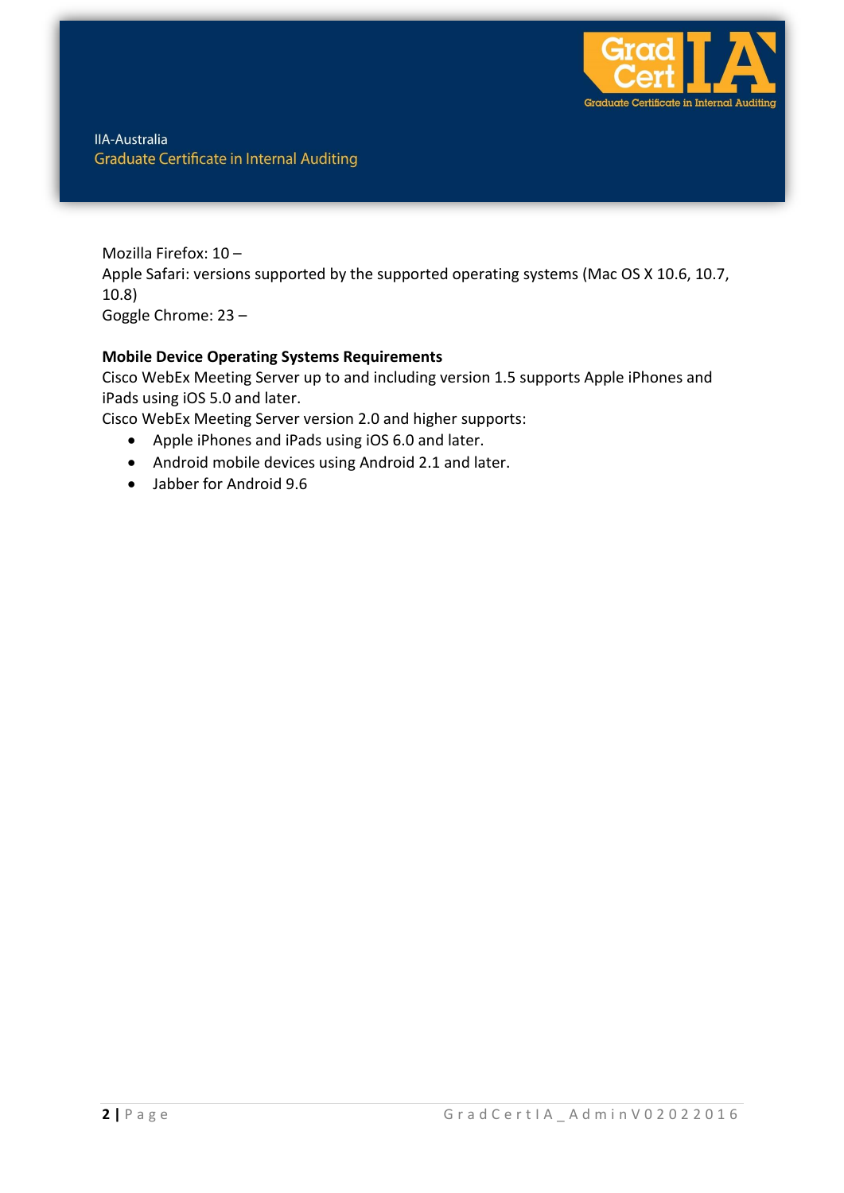Mozilla Firefox: 10 –
Apple Safari: versions supported by the supported operating systems (Mac OS X 10.6, 10.7, 10.8)
Goggle Chrome: 23 –

**Mobile Device Operating Systems Requirements**
Cisco WebEx Meeting Server up to and including version 1.5 supports Apple iPhones and iPads using iOS 5.0 and later.
Cisco WebEx Meeting Server version 2.0 and higher supports:

- Apple iPhones and iPads using iOS 6.0 and later.
- Android mobile devices using Android 2.1 and later.
- Jabber for Android 9.6